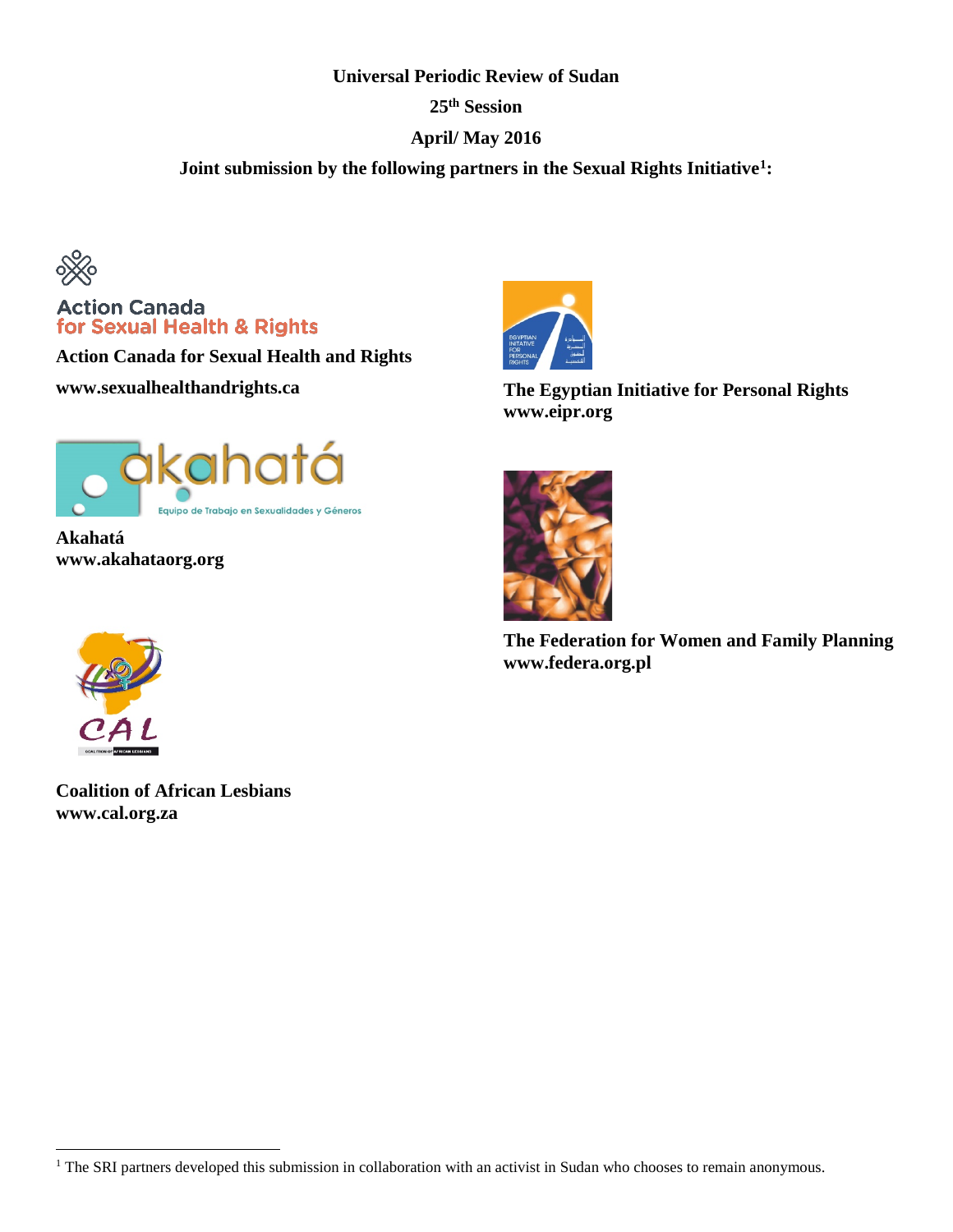**Universal Periodic Review of Sudan**

**25th Session**

**April/ May 2016**

**Joint submission by the following partners in the Sexual Rights Initiative[1]:**

Action Canada for Sexual Health & Rights

**Action Canada for Sexual Health and Rights**

**www.sexualhealthandrights.ca**

**Akahatá**
**www.akahataorg.org**

**Coalition of African Lesbians**
**www.cal.org.za**

**The Egyptian Initiative for Personal Rights**
**www.eipr.org**

**The Federation for Women and Family Planning**
**www.federa.org.pl**

[1] The SRI partners developed this submission in collaboration with an activist in Sudan who chooses to remain anonymous.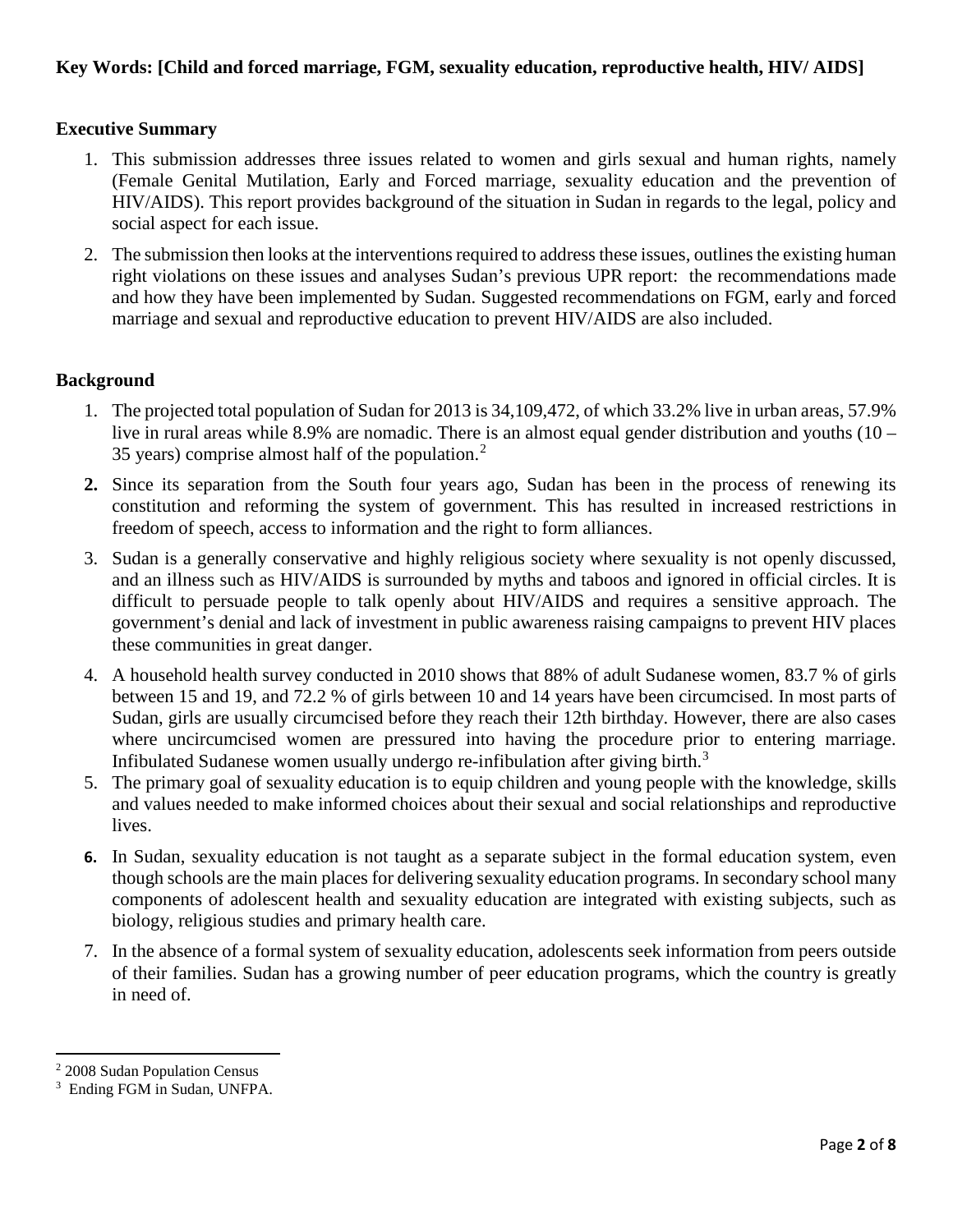**Key Words: [Child and forced marriage, FGM, sexuality education, reproductive health, HIV/ AIDS]**

## Executive Summary

1. This submission addresses three issues related to women and girls sexual and human rights, namely (Female Genital Mutilation, Early and Forced marriage, sexuality education and the prevention of HIV/AIDS). This report provides background of the situation in Sudan in regards to the legal, policy and social aspect for each issue.
2. The submission then looks at the interventions required to address these issues, outlines the existing human right violations on these issues and analyses Sudan's previous UPR report: the recommendations made and how they have been implemented by Sudan. Suggested recommendations on FGM, early and forced marriage and sexual and reproductive education to prevent HIV/AIDS are also included.

## Background

1. The projected total population of Sudan for 2013 is 34,109,472, of which 33.2% live in urban areas, 57.9% live in rural areas while 8.9% are nomadic. There is an almost equal gender distribution and youths (10 – 35 years) comprise almost half of the population.[2]
2. Since its separation from the South four years ago, Sudan has been in the process of renewing its constitution and reforming the system of government. This has resulted in increased restrictions in freedom of speech, access to information and the right to form alliances.
3. Sudan is a generally conservative and highly religious society where sexuality is not openly discussed, and an illness such as HIV/AIDS is surrounded by myths and taboos and ignored in official circles. It is difficult to persuade people to talk openly about HIV/AIDS and requires a sensitive approach. The government's denial and lack of investment in public awareness raising campaigns to prevent HIV places these communities in great danger.
4. A household health survey conducted in 2010 shows that 88% of adult Sudanese women, 83.7 % of girls between 15 and 19, and 72.2 % of girls between 10 and 14 years have been circumcised. In most parts of Sudan, girls are usually circumcised before they reach their 12th birthday. However, there are also cases where uncircumcised women are pressured into having the procedure prior to entering marriage. Infibulated Sudanese women usually undergo re-infibulation after giving birth.[3]
5. The primary goal of sexuality education is to equip children and young people with the knowledge, skills and values needed to make informed choices about their sexual and social relationships and reproductive lives.
6. In Sudan, sexuality education is not taught as a separate subject in the formal education system, even though schools are the main places for delivering sexuality education programs. In secondary school many components of adolescent health and sexuality education are integrated with existing subjects, such as biology, religious studies and primary health care.
7. In the absence of a formal system of sexuality education, adolescents seek information from peers outside of their families. Sudan has a growing number of peer education programs, which the country is greatly in need of.

---

[2] 2008 Sudan Population Census

[3] Ending FGM in Sudan, UNFPA.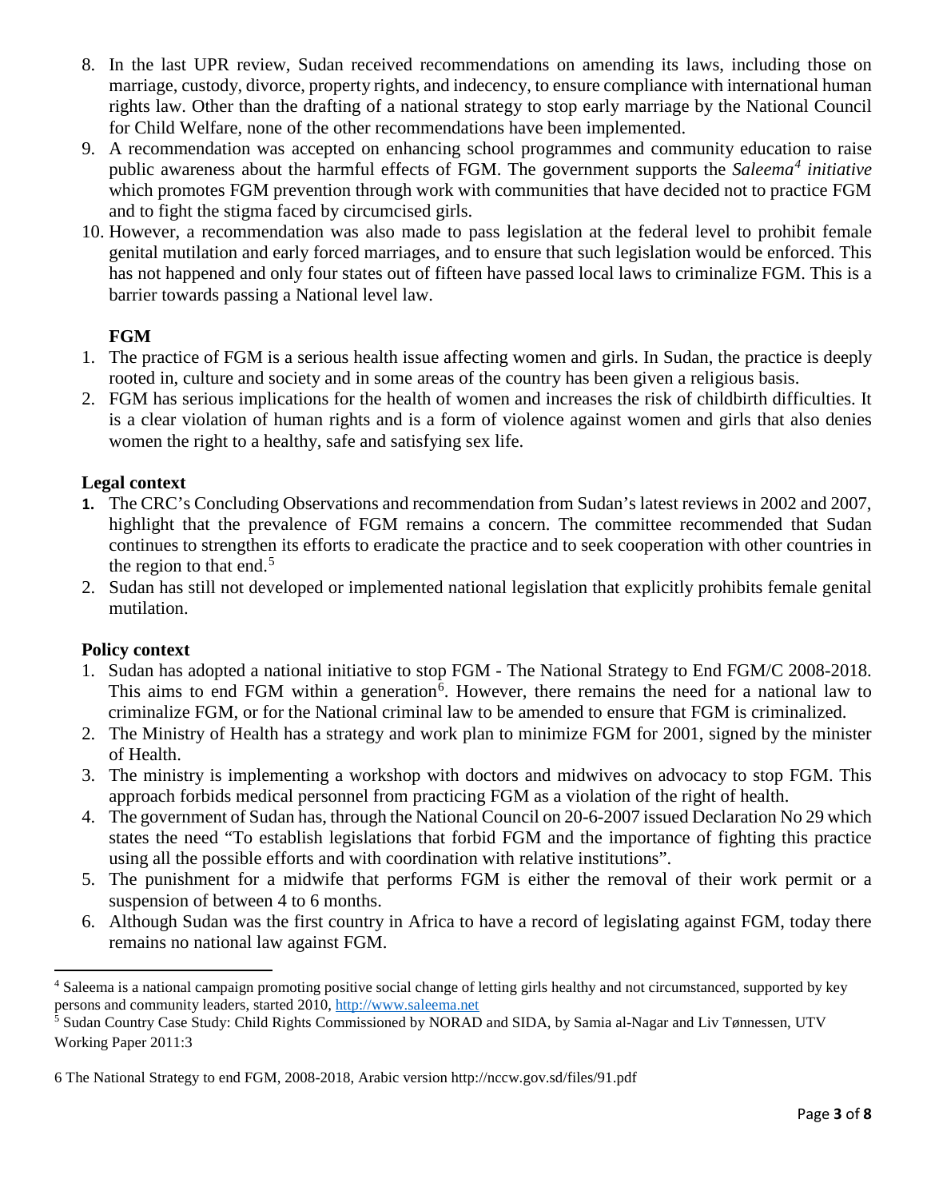8. In the last UPR review, Sudan received recommendations on amending its laws, including those on marriage, custody, divorce, property rights, and indecency, to ensure compliance with international human rights law. Other than the drafting of a national strategy to stop early marriage by the National Council for Child Welfare, none of the other recommendations have been implemented.
9. A recommendation was accepted on enhancing school programmes and community education to raise public awareness about the harmful effects of FGM. The government supports the *Saleema*[4] *initiative* which promotes FGM prevention through work with communities that have decided not to practice FGM and to fight the stigma faced by circumcised girls.
10. However, a recommendation was also made to pass legislation at the federal level to prohibit female genital mutilation and early forced marriages, and to ensure that such legislation would be enforced. This has not happened and only four states out of fifteen have passed local laws to criminalize FGM. This is a barrier towards passing a National level law.

**FGM**

1. The practice of FGM is a serious health issue affecting women and girls. In Sudan, the practice is deeply rooted in, culture and society and in some areas of the country has been given a religious basis.
2. FGM has serious implications for the health of women and increases the risk of childbirth difficulties. It is a clear violation of human rights and is a form of violence against women and girls that also denies women the right to a healthy, safe and satisfying sex life.

**Legal context**

1. The CRC's Concluding Observations and recommendation from Sudan's latest reviews in 2002 and 2007, highlight that the prevalence of FGM remains a concern. The committee recommended that Sudan continues to strengthen its efforts to eradicate the practice and to seek cooperation with other countries in the region to that end.[5]
2. Sudan has still not developed or implemented national legislation that explicitly prohibits female genital mutilation.

**Policy context**

1. Sudan has adopted a national initiative to stop FGM - The National Strategy to End FGM/C 2008-2018. This aims to end FGM within a generation[6]. However, there remains the need for a national law to criminalize FGM, or for the National criminal law to be amended to ensure that FGM is criminalized.
2. The Ministry of Health has a strategy and work plan to minimize FGM for 2001, signed by the minister of Health.
3. The ministry is implementing a workshop with doctors and midwives on advocacy to stop FGM. This approach forbids medical personnel from practicing FGM as a violation of the right of health.
4. The government of Sudan has, through the National Council on 20-6-2007 issued Declaration No 29 which states the need "To establish legislations that forbid FGM and the importance of fighting this practice using all the possible efforts and with coordination with relative institutions".
5. The punishment for a midwife that performs FGM is either the removal of their work permit or a suspension of between 4 to 6 months.
6. Although Sudan was the first country in Africa to have a record of legislating against FGM, today there remains no national law against FGM.

---

[4] Saleema is a national campaign promoting positive social change of letting girls healthy and not circumstanced, supported by key persons and community leaders, started 2010, http://www.saleema.net

[5] Sudan Country Case Study: Child Rights Commissioned by NORAD and SIDA, by Samia al-Nagar and Liv Tønnessen, UTV Working Paper 2011:3

6 The National Strategy to end FGM, 2008-2018, Arabic version http://nccw.gov.sd/files/91.pdf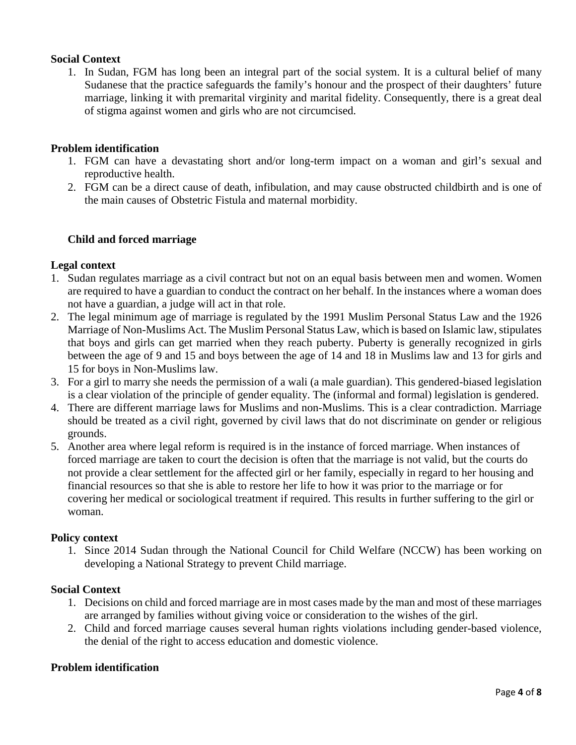**Social Context**

1. In Sudan, FGM has long been an integral part of the social system. It is a cultural belief of many Sudanese that the practice safeguards the family's honour and the prospect of their daughters' future marriage, linking it with premarital virginity and marital fidelity. Consequently, there is a great deal of stigma against women and girls who are not circumcised.

**Problem identification**

1. FGM can have a devastating short and/or long-term impact on a woman and girl's sexual and reproductive health.
2. FGM can be a direct cause of death, infibulation, and may cause obstructed childbirth and is one of the main causes of Obstetric Fistula and maternal morbidity.

**Child and forced marriage**

**Legal context**

1. Sudan regulates marriage as a civil contract but not on an equal basis between men and women. Women are required to have a guardian to conduct the contract on her behalf. In the instances where a woman does not have a guardian, a judge will act in that role.
2. The legal minimum age of marriage is regulated by the 1991 Muslim Personal Status Law and the 1926 Marriage of Non-Muslims Act. The Muslim Personal Status Law, which is based on Islamic law, stipulates that boys and girls can get married when they reach puberty. Puberty is generally recognized in girls between the age of 9 and 15 and boys between the age of 14 and 18 in Muslims law and 13 for girls and 15 for boys in Non-Muslims law.
3. For a girl to marry she needs the permission of a wali (a male guardian). This gendered-biased legislation is a clear violation of the principle of gender equality. The (informal and formal) legislation is gendered.
4. There are different marriage laws for Muslims and non-Muslims. This is a clear contradiction. Marriage should be treated as a civil right, governed by civil laws that do not discriminate on gender or religious grounds.
5. Another area where legal reform is required is in the instance of forced marriage. When instances of forced marriage are taken to court the decision is often that the marriage is not valid, but the courts do not provide a clear settlement for the affected girl or her family, especially in regard to her housing and financial resources so that she is able to restore her life to how it was prior to the marriage or for covering her medical or sociological treatment if required. This results in further suffering to the girl or woman.

**Policy context**

1. Since 2014 Sudan through the National Council for Child Welfare (NCCW) has been working on developing a National Strategy to prevent Child marriage.

**Social Context**

1. Decisions on child and forced marriage are in most cases made by the man and most of these marriages are arranged by families without giving voice or consideration to the wishes of the girl.
2. Child and forced marriage causes several human rights violations including gender-based violence, the denial of the right to access education and domestic violence.

**Problem identification**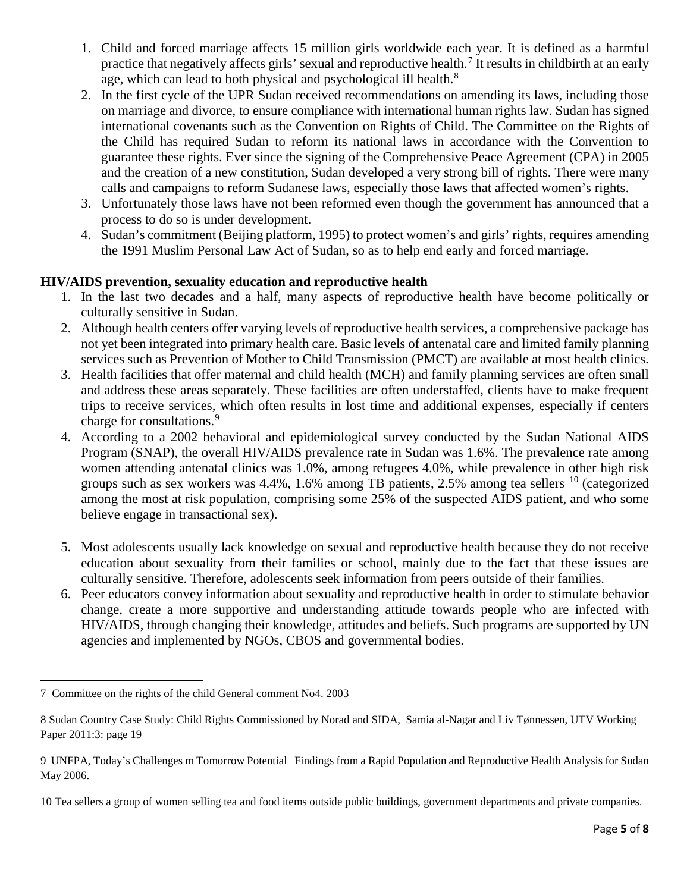1. Child and forced marriage affects 15 million girls worldwide each year. It is defined as a harmful practice that negatively affects girls' sexual and reproductive health.[7] It results in childbirth at an early age, which can lead to both physical and psychological ill health.[8]
2. In the first cycle of the UPR Sudan received recommendations on amending its laws, including those on marriage and divorce, to ensure compliance with international human rights law. Sudan has signed international covenants such as the Convention on Rights of Child. The Committee on the Rights of the Child has required Sudan to reform its national laws in accordance with the Convention to guarantee these rights. Ever since the signing of the Comprehensive Peace Agreement (CPA) in 2005 and the creation of a new constitution, Sudan developed a very strong bill of rights. There were many calls and campaigns to reform Sudanese laws, especially those laws that affected women's rights.
3. Unfortunately those laws have not been reformed even though the government has announced that a process to do so is under development.
4. Sudan's commitment (Beijing platform, 1995) to protect women's and girls' rights, requires amending the 1991 Muslim Personal Law Act of Sudan, so as to help end early and forced marriage.

**HIV/AIDS prevention, sexuality education and reproductive health**

1. In the last two decades and a half, many aspects of reproductive health have become politically or culturally sensitive in Sudan.
2. Although health centers offer varying levels of reproductive health services, a comprehensive package has not yet been integrated into primary health care. Basic levels of antenatal care and limited family planning services such as Prevention of Mother to Child Transmission (PMCT) are available at most health clinics.
3. Health facilities that offer maternal and child health (MCH) and family planning services are often small and address these areas separately. These facilities are often understaffed, clients have to make frequent trips to receive services, which often results in lost time and additional expenses, especially if centers charge for consultations.[9]
4. According to a 2002 behavioral and epidemiological survey conducted by the Sudan National AIDS Program (SNAP), the overall HIV/AIDS prevalence rate in Sudan was 1.6%. The prevalence rate among women attending antenatal clinics was 1.0%, among refugees 4.0%, while prevalence in other high risk groups such as sex workers was 4.4%, 1.6% among TB patients, 2.5% among tea sellers [10] (categorized among the most at risk population, comprising some 25% of the suspected AIDS patient, and who some believe engage in transactional sex).
5. Most adolescents usually lack knowledge on sexual and reproductive health because they do not receive education about sexuality from their families or school, mainly due to the fact that these issues are culturally sensitive. Therefore, adolescents seek information from peers outside of their families.
6. Peer educators convey information about sexuality and reproductive health in order to stimulate behavior change, create a more supportive and understanding attitude towards people who are infected with HIV/AIDS, through changing their knowledge, attitudes and beliefs. Such programs are supported by UN agencies and implemented by NGOs, CBOS and governmental bodies.

---

7 Committee on the rights of the child General comment No4. 2003

8 Sudan Country Case Study: Child Rights Commissioned by Norad and SIDA, Samia al-Nagar and Liv Tønnessen, UTV Working Paper 2011:3: page 19

9 UNFPA, Today's Challenges m Tomorrow Potential Findings from a Rapid Population and Reproductive Health Analysis for Sudan May 2006.

10 Tea sellers a group of women selling tea and food items outside public buildings, government departments and private companies.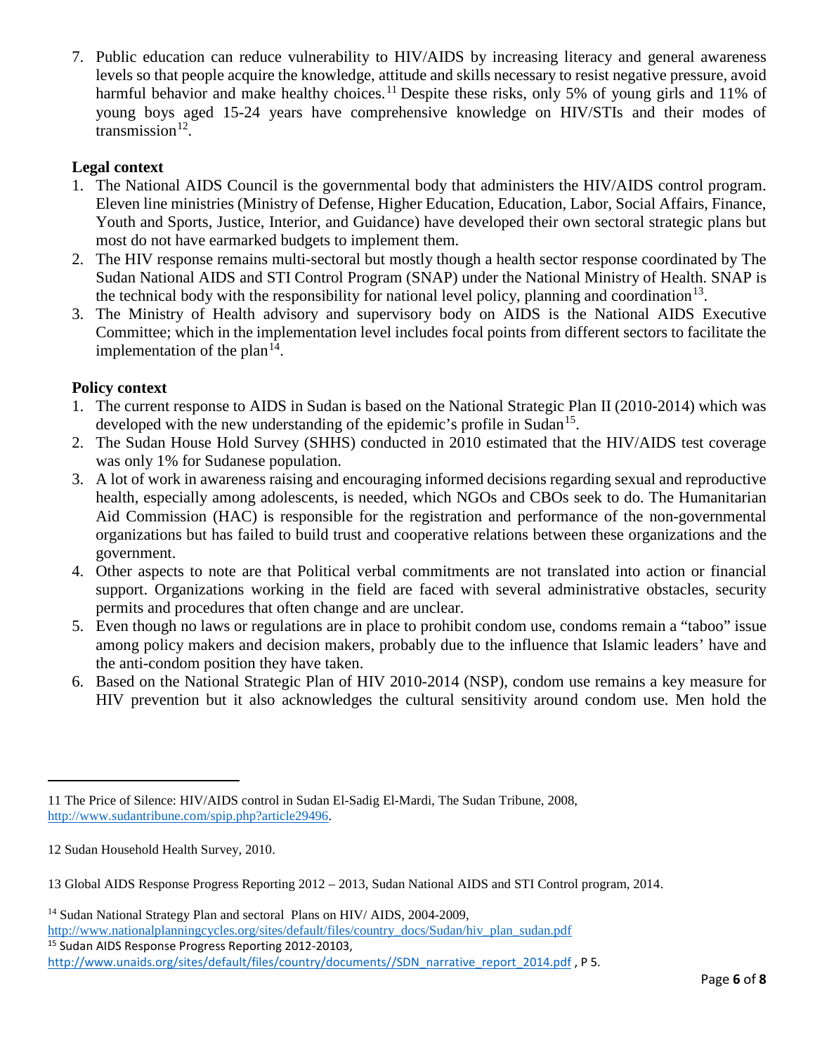7. Public education can reduce vulnerability to HIV/AIDS by increasing literacy and general awareness levels so that people acquire the knowledge, attitude and skills necessary to resist negative pressure, avoid harmful behavior and make healthy choices.[11] Despite these risks, only 5% of young girls and 11% of young boys aged 15-24 years have comprehensive knowledge on HIV/STIs and their modes of transmission[12].

**Legal context**

1. The National AIDS Council is the governmental body that administers the HIV/AIDS control program. Eleven line ministries (Ministry of Defense, Higher Education, Education, Labor, Social Affairs, Finance, Youth and Sports, Justice, Interior, and Guidance) have developed their own sectoral strategic plans but most do not have earmarked budgets to implement them.
2. The HIV response remains multi-sectoral but mostly though a health sector response coordinated by The Sudan National AIDS and STI Control Program (SNAP) under the National Ministry of Health. SNAP is the technical body with the responsibility for national level policy, planning and coordination[13].
3. The Ministry of Health advisory and supervisory body on AIDS is the National AIDS Executive Committee; which in the implementation level includes focal points from different sectors to facilitate the implementation of the plan[14].

**Policy context**

1. The current response to AIDS in Sudan is based on the National Strategic Plan II (2010-2014) which was developed with the new understanding of the epidemic's profile in Sudan[15].
2. The Sudan House Hold Survey (SHHS) conducted in 2010 estimated that the HIV/AIDS test coverage was only 1% for Sudanese population.
3. A lot of work in awareness raising and encouraging informed decisions regarding sexual and reproductive health, especially among adolescents, is needed, which NGOs and CBOs seek to do. The Humanitarian Aid Commission (HAC) is responsible for the registration and performance of the non-governmental organizations but has failed to build trust and cooperative relations between these organizations and the government.
4. Other aspects to note are that Political verbal commitments are not translated into action or financial support. Organizations working in the field are faced with several administrative obstacles, security permits and procedures that often change and are unclear.
5. Even though no laws or regulations are in place to prohibit condom use, condoms remain a "taboo" issue among policy makers and decision makers, probably due to the influence that Islamic leaders' have and the anti-condom position they have taken.
6. Based on the National Strategic Plan of HIV 2010-2014 (NSP), condom use remains a key measure for HIV prevention but it also acknowledges the cultural sensitivity around condom use. Men hold the

---

11 The Price of Silence: HIV/AIDS control in Sudan El-Sadig El-Mardi, The Sudan Tribune, 2008, http://www.sudantribune.com/spip.php?article29496.

12 Sudan Household Health Survey, 2010.

13 Global AIDS Response Progress Reporting 2012 – 2013, Sudan National AIDS and STI Control program, 2014.

14 Sudan National Strategy Plan and sectoral Plans on HIV/ AIDS, 2004-2009, http://www.nationalplanningcycles.org/sites/default/files/country_docs/Sudan/hiv_plan_sudan.pdf

15 Sudan AIDS Response Progress Reporting 2012-20103, http://www.unaids.org/sites/default/files/country/documents//SDN_narrative_report_2014.pdf , P 5.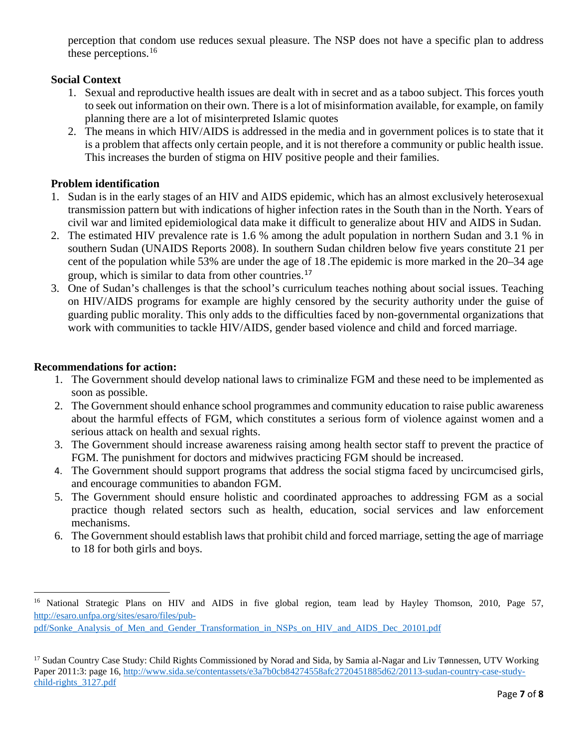perception that condom use reduces sexual pleasure. The NSP does not have a specific plan to address these perceptions.[16]

**Social Context**

1. Sexual and reproductive health issues are dealt with in secret and as a taboo subject. This forces youth to seek out information on their own. There is a lot of misinformation available, for example, on family planning there are a lot of misinterpreted Islamic quotes
2. The means in which HIV/AIDS is addressed in the media and in government polices is to state that it is a problem that affects only certain people, and it is not therefore a community or public health issue. This increases the burden of stigma on HIV positive people and their families.

**Problem identification**

1. Sudan is in the early stages of an HIV and AIDS epidemic, which has an almost exclusively heterosexual transmission pattern but with indications of higher infection rates in the South than in the North. Years of civil war and limited epidemiological data make it difficult to generalize about HIV and AIDS in Sudan.
2. The estimated HIV prevalence rate is 1.6 % among the adult population in northern Sudan and 3.1 % in southern Sudan (UNAIDS Reports 2008). In southern Sudan children below five years constitute 21 per cent of the population while 53% are under the age of 18 .The epidemic is more marked in the 20–34 age group, which is similar to data from other countries.[17]
3. One of Sudan's challenges is that the school's curriculum teaches nothing about social issues. Teaching on HIV/AIDS programs for example are highly censored by the security authority under the guise of guarding public morality. This only adds to the difficulties faced by non-governmental organizations that work with communities to tackle HIV/AIDS, gender based violence and child and forced marriage.

**Recommendations for action:**

1. The Government should develop national laws to criminalize FGM and these need to be implemented as soon as possible.
2. The Government should enhance school programmes and community education to raise public awareness about the harmful effects of FGM, which constitutes a serious form of violence against women and a serious attack on health and sexual rights.
3. The Government should increase awareness raising among health sector staff to prevent the practice of FGM. The punishment for doctors and midwives practicing FGM should be increased.
4. The Government should support programs that address the social stigma faced by uncircumcised girls, and encourage communities to abandon FGM.
5. The Government should ensure holistic and coordinated approaches to addressing FGM as a social practice though related sectors such as health, education, social services and law enforcement mechanisms.
6. The Government should establish laws that prohibit child and forced marriage, setting the age of marriage to 18 for both girls and boys.

---

[16] National Strategic Plans on HIV and AIDS in five global region, team lead by Hayley Thomson, 2010, Page 57, http://esaro.unfpa.org/sites/esaro/files/pub-pdf/Sonke_Analysis_of_Men_and_Gender_Transformation_in_NSPs_on_HIV_and_AIDS_Dec_20101.pdf

[17] Sudan Country Case Study: Child Rights Commissioned by Norad and Sida, by Samia al-Nagar and Liv Tønnessen, UTV Working Paper 2011:3: page 16, http://www.sida.se/contentassets/e3a7b0cb84274558afc2720451885d62/20113-sudan-country-case-study-child-rights_3127.pdf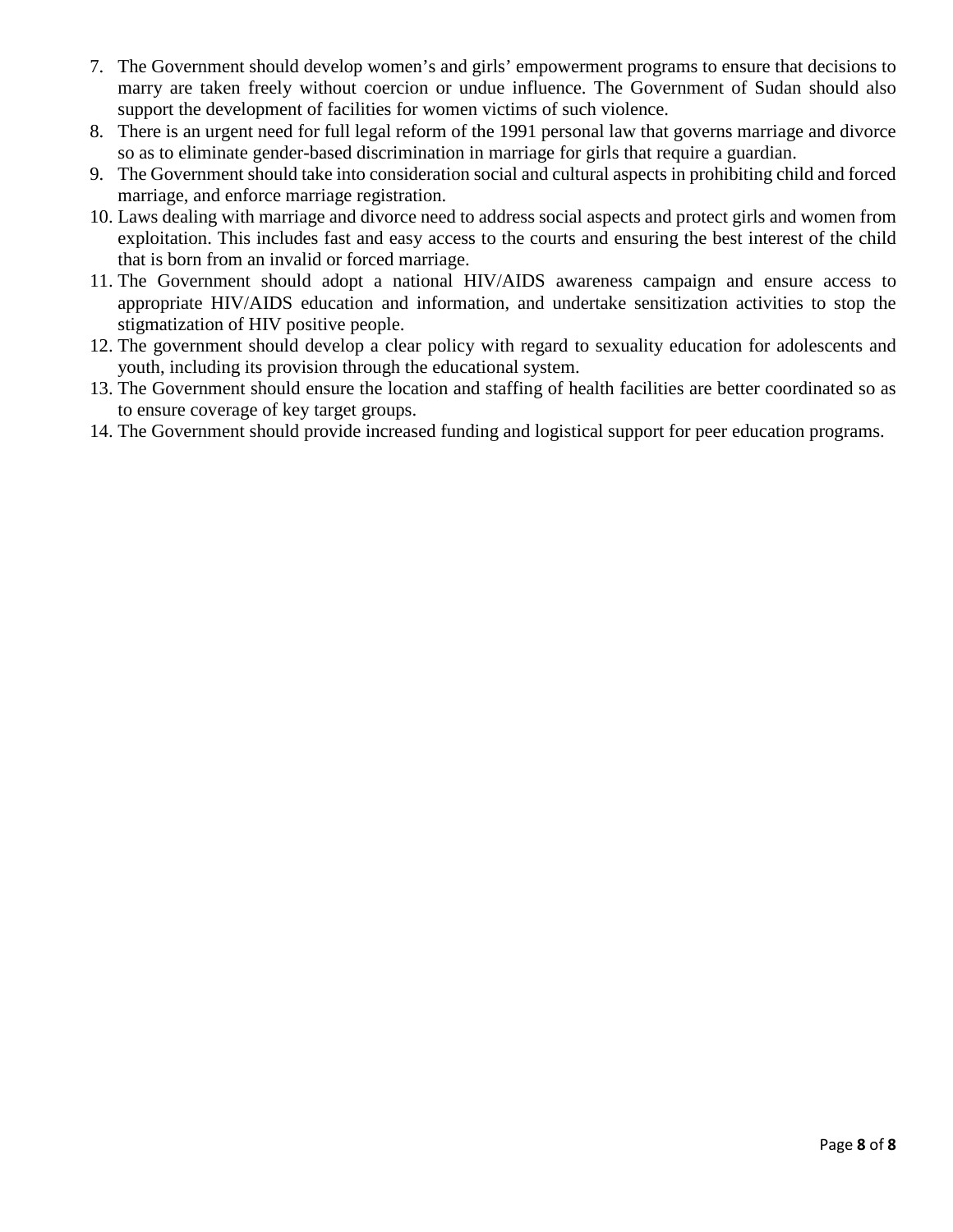7. The Government should develop women's and girls' empowerment programs to ensure that decisions to marry are taken freely without coercion or undue influence. The Government of Sudan should also support the development of facilities for women victims of such violence.
8. There is an urgent need for full legal reform of the 1991 personal law that governs marriage and divorce so as to eliminate gender-based discrimination in marriage for girls that require a guardian.
9. The Government should take into consideration social and cultural aspects in prohibiting child and forced marriage, and enforce marriage registration.
10. Laws dealing with marriage and divorce need to address social aspects and protect girls and women from exploitation. This includes fast and easy access to the courts and ensuring the best interest of the child that is born from an invalid or forced marriage.
11. The Government should adopt a national HIV/AIDS awareness campaign and ensure access to appropriate HIV/AIDS education and information, and undertake sensitization activities to stop the stigmatization of HIV positive people.
12. The government should develop a clear policy with regard to sexuality education for adolescents and youth, including its provision through the educational system.
13. The Government should ensure the location and staffing of health facilities are better coordinated so as to ensure coverage of key target groups.
14. The Government should provide increased funding and logistical support for peer education programs.